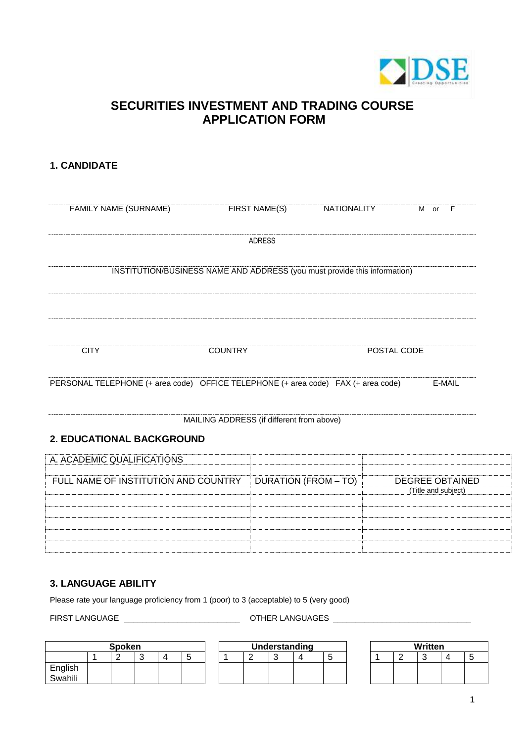# SECURITIES INVESTMENT AND TRADING COURSE APPLICATION FORM

## 1. CANDIDATE

FAMILY NAME (SURNAME) FIRST NAME(S) NATIONALITY M or F

ADRESS

INSTITUTION/BUSINESS NAME AND ADDRESS (you must provide this information)

CITY COUNTRY POSTAL CODE

PERSONAL TELEPHONE (+ area code) OFFICE TELEPHONE (+ area code) FAX (+ area code) E-MAIL

MAILING ADDRESS (if different from above)

## 2. EDUCATIONAL BACKGROUND

| A. ACADEMIC QUALIFICATIONS | | |
|---|---|---|
| FULL NAME OF INSTITUTION AND COUNTRY | DURATION (FROM – TO) | DEGREE OBTAINED (Title and subject) |
| | | |
| | | |
| | | |
| | | |
| | | |

## 3. LANGUAGE ABILITY

Please rate your language proficiency from 1 (poor) to 3 (acceptable) to 5 (very good)

FIRST LANGUAGE ________________________ OTHER LANGUAGES _____________________________

| | Spoken | | | | | Understanding | | | | | Written | | | | |
|---|---|---|---|---|---|---|---|---|---|---|---|---|---|---|---|
| | 1 | 2 | 3 | 4 | 5 | 1 | 2 | 3 | 4 | 5 | 1 | 2 | 3 | 4 | 5 |
| English | | | | | | | | | | | | | | | |
| Swahili | | | | | | | | | | | | | | | |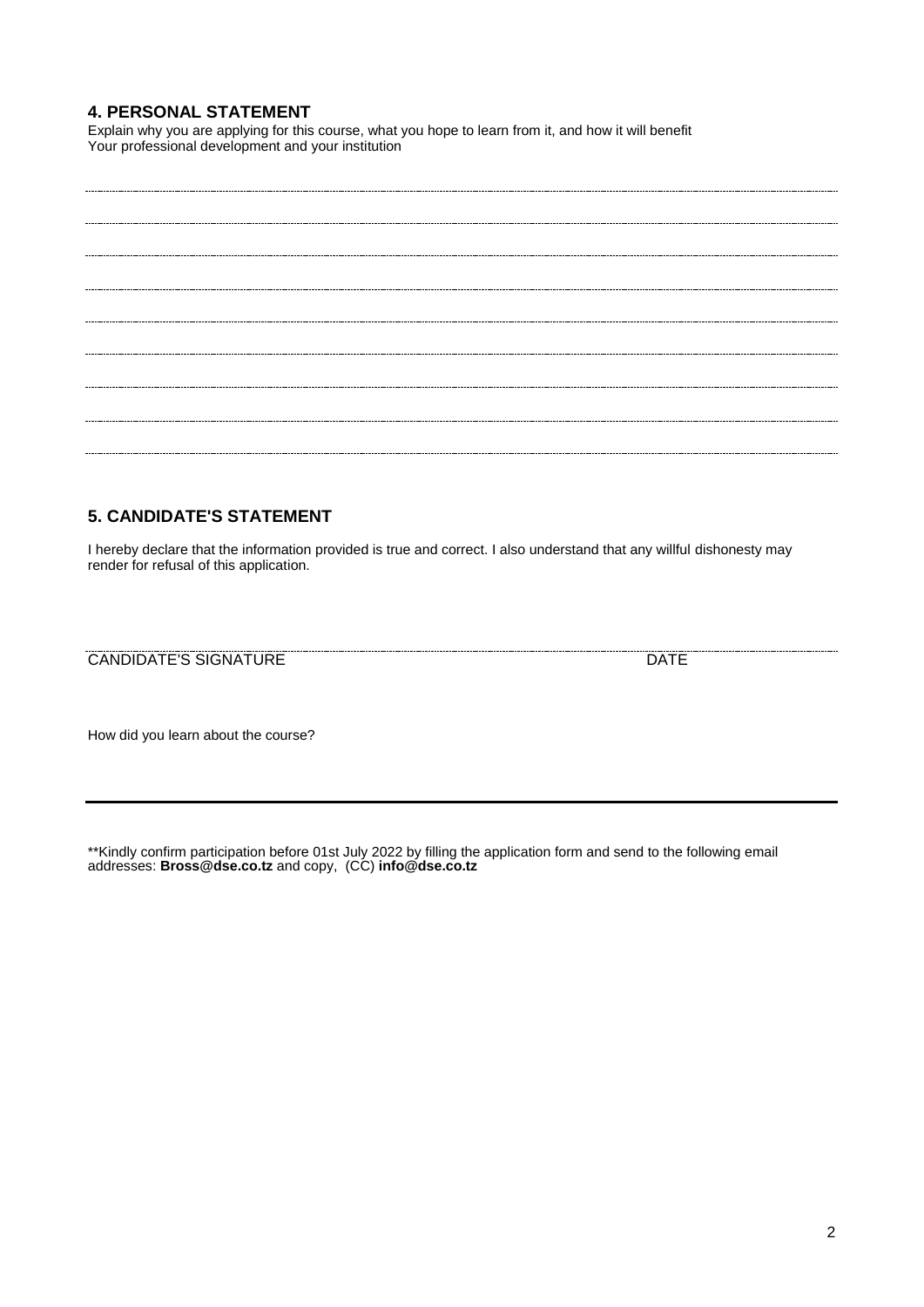## 4. PERSONAL STATEMENT

Explain why you are applying for this course, what you hope to learn from it, and how it will benefit
Your professional development and your institution

## 5. CANDIDATE'S STATEMENT

I hereby declare that the information provided is true and correct. I also understand that any willful dishonesty may render for refusal of this application.

CANDIDATE'S SIGNATURE DATE

How did you learn about the course?

**Kindly confirm participation before 01st July 2022 by filling the application form and send to the following email addresses: **Bross@dse.co.tz** and copy, (CC) **info@dse.co.tz**